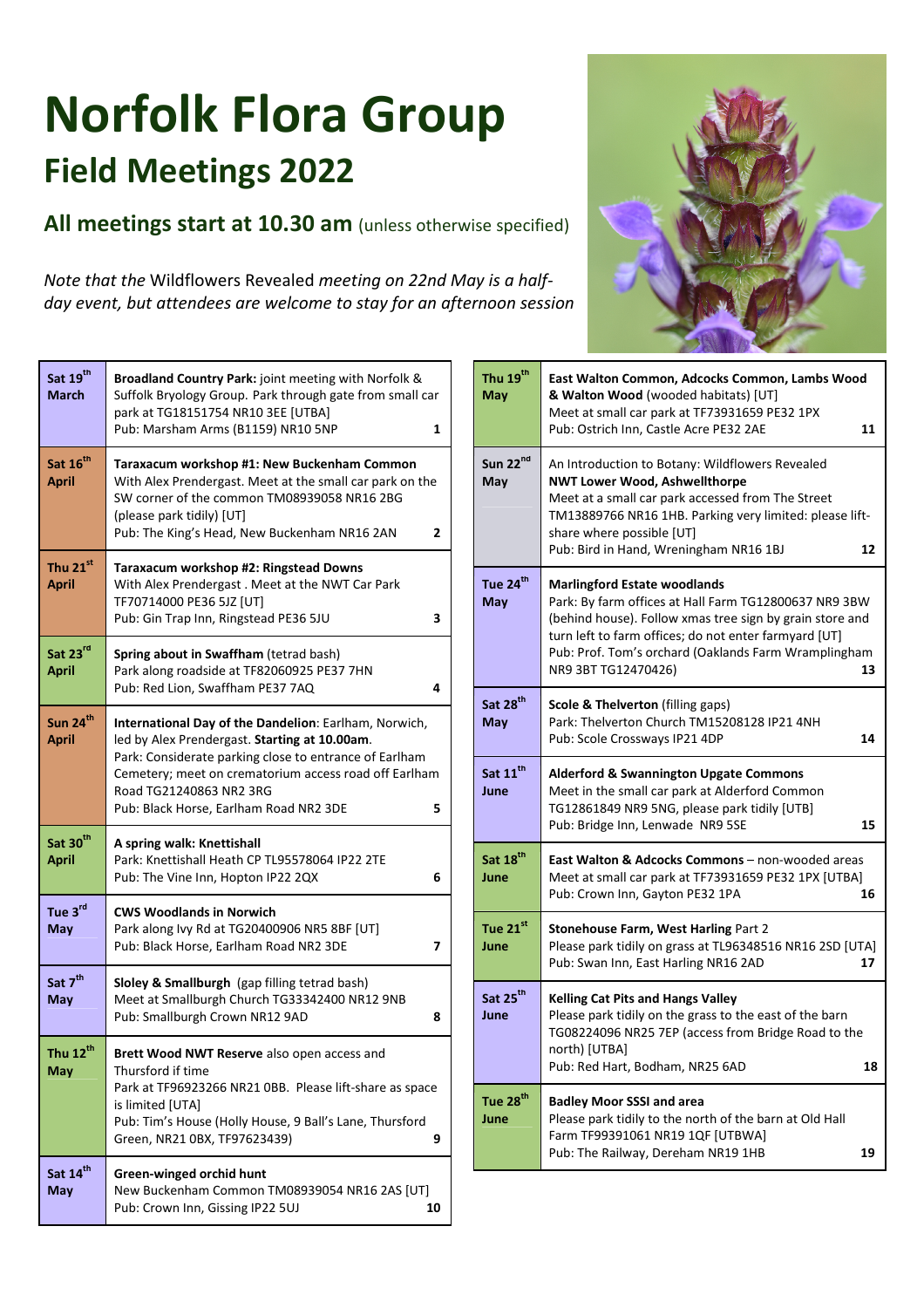# Norfolk Flora Group

## Field Meetings 2022

### All meetings start at 10.30 am (unless otherwise specified)

*Note that the* Wildflowers Revealed *meeting on 22nd May is a half-day event, but attendees are welcome to stay for an afternoon session*

| Date | Meeting | No. |
|---|---|---|
| **Sat 19th March** | **Broadland Country Park:** joint meeting with Norfolk & Suffolk Bryology Group. Park through gate from small car park at TG18151754 NR10 3EE [UTBA]<br>Pub: Marsham Arms (B1159) NR10 5NP | **1** |
| **Sat 16th April** | **Taraxacum workshop #1: New Buckenham Common**<br>With Alex Prendergast. Meet at the small car park on the SW corner of the common TM08939058 NR16 2BG (please park tidily) [UT]<br>Pub: The King's Head, New Buckenham NR16 2AN | **2** |
| **Thu 21st April** | **Taraxacum workshop #2: Ringstead Downs**<br>With Alex Prendergast . Meet at the NWT Car Park TF70714000 PE36 5JZ [UT]<br>Pub: Gin Trap Inn, Ringstead PE36 5JU | **3** |
| **Sat 23rd April** | **Spring about in Swaffham** (tetrad bash)<br>Park along roadside at TF82060925 PE37 7HN<br>Pub: Red Lion, Swaffham PE37 7AQ | **4** |
| **Sun 24th April** | **International Day of the Dandelion**: Earlham, Norwich, led by Alex Prendergast. **Starting at 10.00am**.<br>Park: Considerate parking close to entrance of Earlham Cemetery; meet on crematorium access road off Earlham Road TG21240863 NR2 3RG<br>Pub: Black Horse, Earlham Road NR2 3DE | **5** |
| **Sat 30th April** | **A spring walk: Knettishall**<br>Park: Knettishall Heath CP TL95578064 IP22 2TE<br>Pub: The Vine Inn, Hopton IP22 2QX | **6** |
| **Tue 3rd May** | **CWS Woodlands in Norwich**<br>Park along Ivy Rd at TG20400906 NR5 8BF [UT]<br>Pub: Black Horse, Earlham Road NR2 3DE | **7** |
| **Sat 7th May** | **Sloley & Smallburgh** (gap filling tetrad bash)<br>Meet at Smallburgh Church TG33342400 NR12 9NB<br>Pub: Smallburgh Crown NR12 9AD | **8** |
| **Thu 12th May** | **Brett Wood NWT Reserve** also open access and Thursford if time<br>Park at TF96923266 NR21 0BB. Please lift-share as space is limited [UTA]<br>Pub: Tim's House (Holly House, 9 Ball's Lane, Thursford Green, NR21 0BX, TF97623439) | **9** |
| **Sat 14th May** | **Green-winged orchid hunt**<br>New Buckenham Common TM08939054 NR16 2AS [UT]<br>Pub: Crown Inn, Gissing IP22 5UJ | **10** |
| **Thu 19th May** | **East Walton Common, Adcocks Common, Lambs Wood & Walton Wood** (wooded habitats) [UT]<br>Meet at small car park at TF73931659 PE32 1PX<br>Pub: Ostrich Inn, Castle Acre PE32 2AE | **11** |
| **Sun 22nd May** | An Introduction to Botany: Wildflowers Revealed<br>**NWT Lower Wood, Ashwellthorpe**<br>Meet at a small car park accessed from The Street TM13889766 NR16 1HB. Parking very limited: please lift-share where possible [UT]<br>Pub: Bird in Hand, Wreningham NR16 1BJ | **12** |
| **Tue 24th May** | **Marlingford Estate woodlands**<br>Park: By farm offices at Hall Farm TG12800637 NR9 3BW (behind house). Follow xmas tree sign by grain store and turn left to farm offices; do not enter farmyard [UT]<br>Pub: Prof. Tom's orchard (Oaklands Farm Wramplingham NR9 3BT TG12470426) | **13** |
| **Sat 28th May** | **Scole & Thelverton** (filling gaps)<br>Park: Thelverton Church TM15208128 IP21 4NH<br>Pub: Scole Crossways IP21 4DP | **14** |
| **Sat 11th June** | **Alderford & Swannington Upgate Commons**<br>Meet in the small car park at Alderford Common TG12861849 NR9 5NG, please park tidily [UTB]<br>Pub: Bridge Inn, Lenwade NR9 5SE | **15** |
| **Sat 18th June** | **East Walton & Adcocks Commons** – non-wooded areas<br>Meet at small car park at TF73931659 PE32 1PX [UTBA]<br>Pub: Crown Inn, Gayton PE32 1PA | **16** |
| **Tue 21st June** | **Stonehouse Farm, West Harling** Part 2<br>Please park tidily on grass at TL96348516 NR16 2SD [UTA]<br>Pub: Swan Inn, East Harling NR16 2AD | **17** |
| **Sat 25th June** | **Kelling Cat Pits and Hangs Valley**<br>Please park tidily on the grass to the east of the barn TG08224096 NR25 7EP (access from Bridge Road to the north) [UTBA]<br>Pub: Red Hart, Bodham, NR25 6AD | **18** |
| **Tue 28th June** | **Badley Moor SSSI and area**<br>Please park tidily to the north of the barn at Old Hall Farm TF99391061 NR19 1QF [UTBWA]<br>Pub: The Railway, Dereham NR19 1HB | **19** |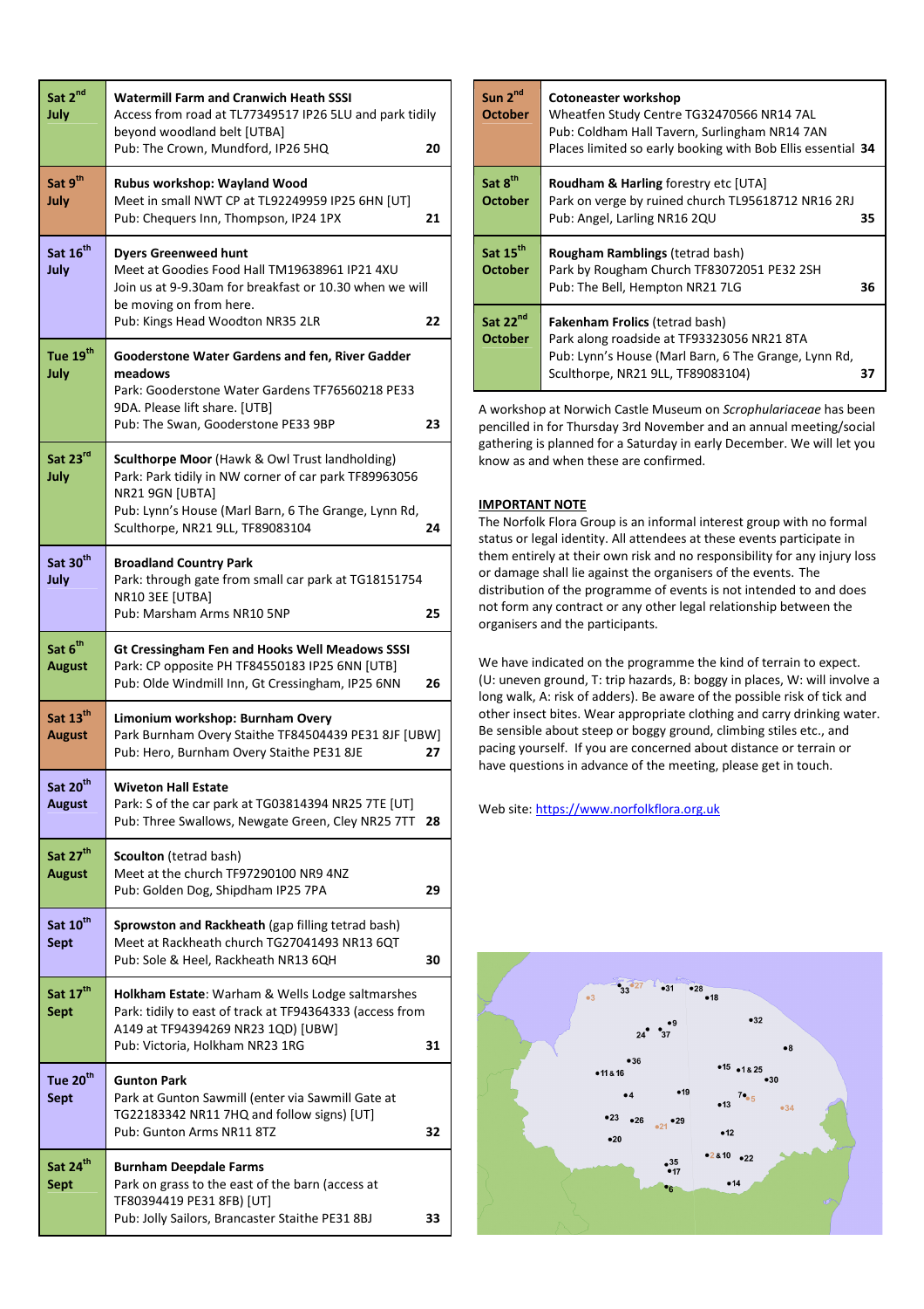| | | |
|---|---|---|
| **Sat 2nd July** | **Watermill Farm and Cranwich Heath SSSI**<br>Access from road at TL77349517 IP26 5LU and park tidily beyond woodland belt [UTBA]<br>Pub: The Crown, Mundford, IP26 5HQ | 20 |
| **Sat 9th July** | **Rubus workshop: Wayland Wood**<br>Meet in small NWT CP at TL92249959 IP25 6HN [UT]<br>Pub: Chequers Inn, Thompson, IP24 1PX | 21 |
| **Sat 16th July** | **Dyers Greenweed hunt**<br>Meet at Goodies Food Hall TM19638961 IP21 4XU<br>Join us at 9-9.30am for breakfast or 10.30 when we will be moving on from here.<br>Pub: Kings Head Woodton NR35 2LR | 22 |
| **Tue 19th July** | **Gooderstone Water Gardens and fen, River Gadder meadows**<br>Park: Gooderstone Water Gardens TF76560218 PE33 9DA. Please lift share. [UTB]<br>Pub: The Swan, Gooderstone PE33 9BP | 23 |
| **Sat 23rd July** | **Sculthorpe Moor** (Hawk & Owl Trust landholding)<br>Park: Park tidily in NW corner of car park TF89963056 NR21 9GN [UTBA]<br>Pub: Lynn's House (Marl Barn, 6 The Grange, Lynn Rd, Sculthorpe, NR21 9LL, TF89083104 | 24 |
| **Sat 30th July** | **Broadland Country Park**<br>Park: through gate from small car park at TG18151754 NR10 3EE [UTBA]<br>Pub: Marsham Arms NR10 5NP | 25 |
| **Sat 6th August** | **Gt Cressingham Fen and Hooks Well Meadows SSSI**<br>Park: CP opposite PH TF84550183 IP25 6NN [UTB]<br>Pub: Olde Windmill Inn, Gt Cressingham, IP25 6NN | 26 |
| **Sat 13th August** | **Limonium workshop: Burnham Overy**<br>Park Burnham Overy Staithe TF84504439 PE31 8JF [UBW]<br>Pub: Hero, Burnham Overy Staithe PE31 8JE | 27 |
| **Sat 20th August** | **Wiveton Hall Estate**<br>Park: S of the car park at TG03814394 NR25 7TE [UT]<br>Pub: Three Swallows, Newgate Green, Cley NR25 7TT | 28 |
| **Sat 27th August** | **Scoulton** (tetrad bash)<br>Meet at the church TF97290100 NR9 4NZ<br>Pub: Golden Dog, Shipdham IP25 7PA | 29 |
| **Sat 10th Sept** | **Sprowston and Rackheath** (gap filling tetrad bash)<br>Meet at Rackheath church TG27041493 NR13 6QT<br>Pub: Sole & Heel, Rackheath NR13 6QH | 30 |
| **Sat 17th Sept** | **Holkham Estate**: Warham & Wells Lodge saltmarshes<br>Park: tidily to east of track at TF94364333 (access from A149 at TF94394269 NR23 1QD) [UBW]<br>Pub: Victoria, Holkham NR23 1RG | 31 |
| **Tue 20th Sept** | **Gunton Park**<br>Park at Gunton Sawmill (enter via Sawmill Gate at TG22183342 NR11 7HQ and follow signs) [UT]<br>Pub: Gunton Arms NR11 8TZ | 32 |
| **Sat 24th Sept** | **Burnham Deepdale Farms**<br>Park on grass to the east of the barn (access at TF80394419 PE31 8FB) [UT]<br>Pub: Jolly Sailors, Brancaster Staithe PE31 8BJ | 33 |
| **Sun 2nd October** | **Cotoneaster workshop**<br>Wheatfen Study Centre TG32470566 NR14 7AL<br>Pub: Coldham Hall Tavern, Surlingham NR14 7AN<br>Places limited so early booking with Bob Ellis essential | 34 |
| **Sat 8th October** | **Roudham & Harling** forestry etc [UTA]<br>Park on verge by ruined church TL95618712 NR16 2RJ<br>Pub: Angel, Larling NR16 2QU | 35 |
| **Sat 15th October** | **Rougham Ramblings** (tetrad bash)<br>Park by Rougham Church TF83072051 PE32 2SH<br>Pub: The Bell, Hempton NR21 7LG | 36 |
| **Sat 22nd October** | **Fakenham Frolics** (tetrad bash)<br>Park along roadside at TF93323056 NR21 8TA<br>Pub: Lynn's House (Marl Barn, 6 The Grange, Lynn Rd, Sculthorpe, NR21 9LL, TF89083104) | 37 |

A workshop at Norwich Castle Museum on *Scrophulariaceae* has been pencilled in for Thursday 3rd November and an annual meeting/social gathering is planned for a Saturday in early December. We will let you know as and when these are confirmed.

**IMPORTANT NOTE**

The Norfolk Flora Group is an informal interest group with no formal status or legal identity. All attendees at these events participate in them entirely at their own risk and no responsibility for any injury loss or damage shall lie against the organisers of the events. The distribution of the programme of events is not intended to and does not form any contract or any other legal relationship between the organisers and the participants.

We have indicated on the programme the kind of terrain to expect. (U: uneven ground, T: trip hazards, B: boggy in places, W: will involve a long walk, A: risk of adders). Be aware of the possible risk of tick and other insect bites. Wear appropriate clothing and carry drinking water. Be sensible about steep or boggy ground, climbing stiles etc., and pacing yourself. If you are concerned about distance or terrain or have questions in advance of the meeting, please get in touch.

Web site: https://www.norfolkflora.org.uk

3 33 27 31 28 18 9 24 37 32 8 36 15 1 & 25 11 & 16 30 4 19 7 5 13 34 23 26 29 21 12 20 2 & 10 22 35 17 6 14